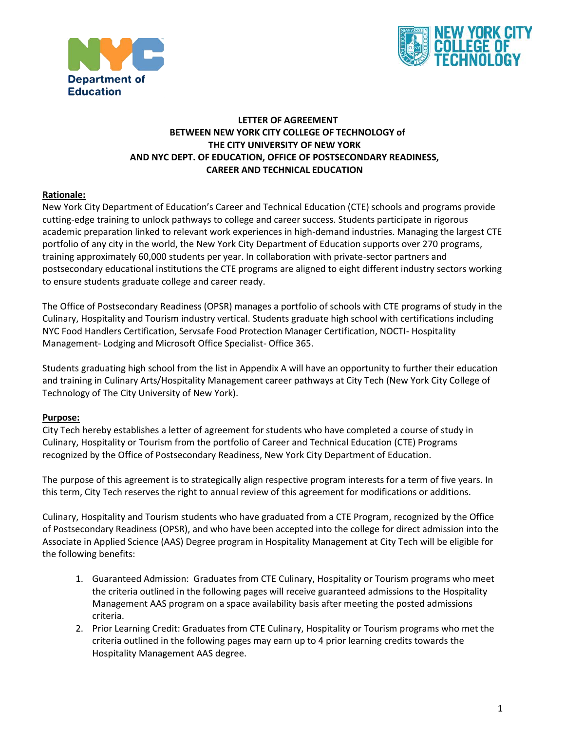# LETTER OF AGREEMENT
# BETWEEN NEW YORK CITY COLLEGE OF TECHNOLOGY of THE CITY UNIVERSITY OF NEW YORK AND NYC DEPT. OF EDUCATION, OFFICE OF POSTSECONDARY READINESS, CAREER AND TECHNICAL EDUCATION

## Rationale:

New York City Department of Education's Career and Technical Education (CTE) schools and programs provide cutting-edge training to unlock pathways to college and career success. Students participate in rigorous academic preparation linked to relevant work experiences in high-demand industries. Managing the largest CTE portfolio of any city in the world, the New York City Department of Education supports over 270 programs, training approximately 60,000 students per year. In collaboration with private-sector partners and postsecondary educational institutions the CTE programs are aligned to eight different industry sectors working to ensure students graduate college and career ready.

The Office of Postsecondary Readiness (OPSR) manages a portfolio of schools with CTE programs of study in the Culinary, Hospitality and Tourism industry vertical. Students graduate high school with certifications including NYC Food Handlers Certification, Servsafe Food Protection Manager Certification, NOCTI- Hospitality Management- Lodging and Microsoft Office Specialist- Office 365.

Students graduating high school from the list in Appendix A will have an opportunity to further their education and training in Culinary Arts/Hospitality Management career pathways at City Tech (New York City College of Technology of The City University of New York).

## Purpose:

City Tech hereby establishes a letter of agreement for students who have completed a course of study in Culinary, Hospitality or Tourism from the portfolio of Career and Technical Education (CTE) Programs recognized by the Office of Postsecondary Readiness, New York City Department of Education.

The purpose of this agreement is to strategically align respective program interests for a term of five years. In this term, City Tech reserves the right to annual review of this agreement for modifications or additions.

Culinary, Hospitality and Tourism students who have graduated from a CTE Program, recognized by the Office of Postsecondary Readiness (OPSR), and who have been accepted into the college for direct admission into the Associate in Applied Science (AAS) Degree program in Hospitality Management at City Tech will be eligible for the following benefits:

1. Guaranteed Admission: Graduates from CTE Culinary, Hospitality or Tourism programs who meet the criteria outlined in the following pages will receive guaranteed admissions to the Hospitality Management AAS program on a space availability basis after meeting the posted admissions criteria.
2. Prior Learning Credit: Graduates from CTE Culinary, Hospitality or Tourism programs who met the criteria outlined in the following pages may earn up to 4 prior learning credits towards the Hospitality Management AAS degree.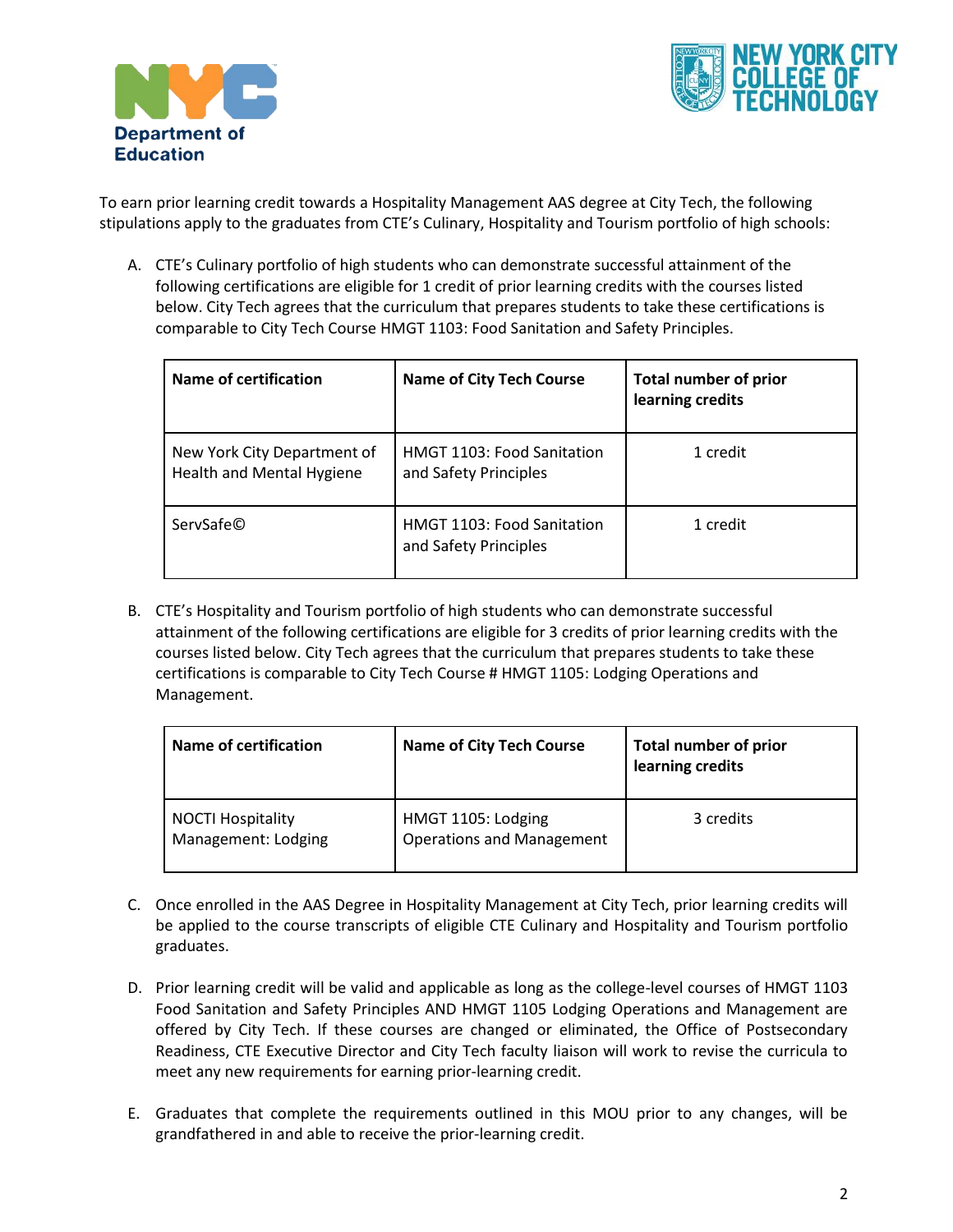To earn prior learning credit towards a Hospitality Management AAS degree at City Tech, the following stipulations apply to the graduates from CTE's Culinary, Hospitality and Tourism portfolio of high schools:

A. CTE's Culinary portfolio of high students who can demonstrate successful attainment of the following certifications are eligible for 1 credit of prior learning credits with the courses listed below. City Tech agrees that the curriculum that prepares students to take these certifications is comparable to City Tech Course HMGT 1103: Food Sanitation and Safety Principles.

| Name of certification | Name of City Tech Course | Total number of prior learning credits |
|---|---|---|
| New York City Department of Health and Mental Hygiene | HMGT 1103: Food Sanitation and Safety Principles | 1 credit |
| ServSafe© | HMGT 1103: Food Sanitation and Safety Principles | 1 credit |

B. CTE's Hospitality and Tourism portfolio of high students who can demonstrate successful attainment of the following certifications are eligible for 3 credits of prior learning credits with the courses listed below. City Tech agrees that the curriculum that prepares students to take these certifications is comparable to City Tech Course # HMGT 1105: Lodging Operations and Management.

| Name of certification | Name of City Tech Course | Total number of prior learning credits |
|---|---|---|
| NOCTI Hospitality Management: Lodging | HMGT 1105: Lodging Operations and Management | 3 credits |

C. Once enrolled in the AAS Degree in Hospitality Management at City Tech, prior learning credits will be applied to the course transcripts of eligible CTE Culinary and Hospitality and Tourism portfolio graduates.

D. Prior learning credit will be valid and applicable as long as the college-level courses of HMGT 1103 Food Sanitation and Safety Principles AND HMGT 1105 Lodging Operations and Management are offered by City Tech. If these courses are changed or eliminated, the Office of Postsecondary Readiness, CTE Executive Director and City Tech faculty liaison will work to revise the curricula to meet any new requirements for earning prior-learning credit.

E. Graduates that complete the requirements outlined in this MOU prior to any changes, will be grandfathered in and able to receive the prior-learning credit.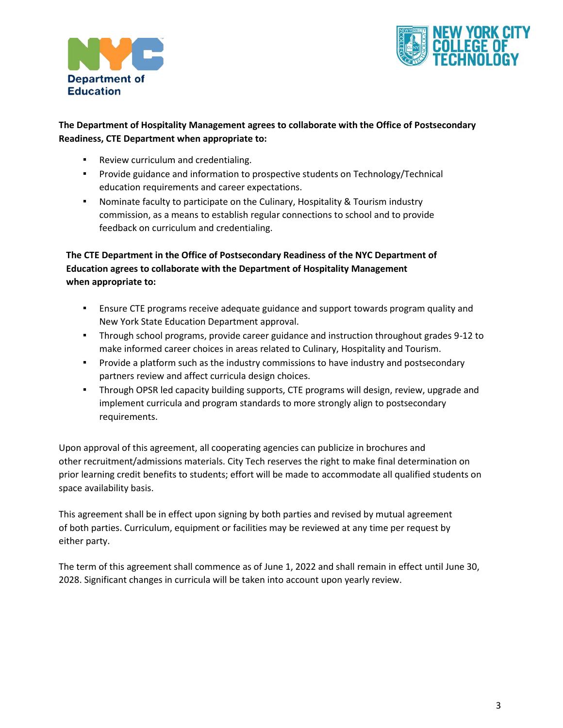**The Department of Hospitality Management agrees to collaborate with the Office of Postsecondary Readiness, CTE Department when appropriate to:**

- Review curriculum and credentialing.
- Provide guidance and information to prospective students on Technology/Technical education requirements and career expectations.
- Nominate faculty to participate on the Culinary, Hospitality & Tourism industry commission, as a means to establish regular connections to school and to provide feedback on curriculum and credentialing.

**The CTE Department in the Office of Postsecondary Readiness of the NYC Department of Education agrees to collaborate with the Department of Hospitality Management when appropriate to:**

- Ensure CTE programs receive adequate guidance and support towards program quality and New York State Education Department approval.
- Through school programs, provide career guidance and instruction throughout grades 9-12 to make informed career choices in areas related to Culinary, Hospitality and Tourism.
- Provide a platform such as the industry commissions to have industry and postsecondary partners review and affect curricula design choices.
- Through OPSR led capacity building supports, CTE programs will design, review, upgrade and implement curricula and program standards to more strongly align to postsecondary requirements.

Upon approval of this agreement, all cooperating agencies can publicize in brochures and other recruitment/admissions materials. City Tech reserves the right to make final determination on prior learning credit benefits to students; effort will be made to accommodate all qualified students on space availability basis.

This agreement shall be in effect upon signing by both parties and revised by mutual agreement of both parties. Curriculum, equipment or facilities may be reviewed at any time per request by either party.

The term of this agreement shall commence as of June 1, 2022 and shall remain in effect until June 30, 2028. Significant changes in curricula will be taken into account upon yearly review.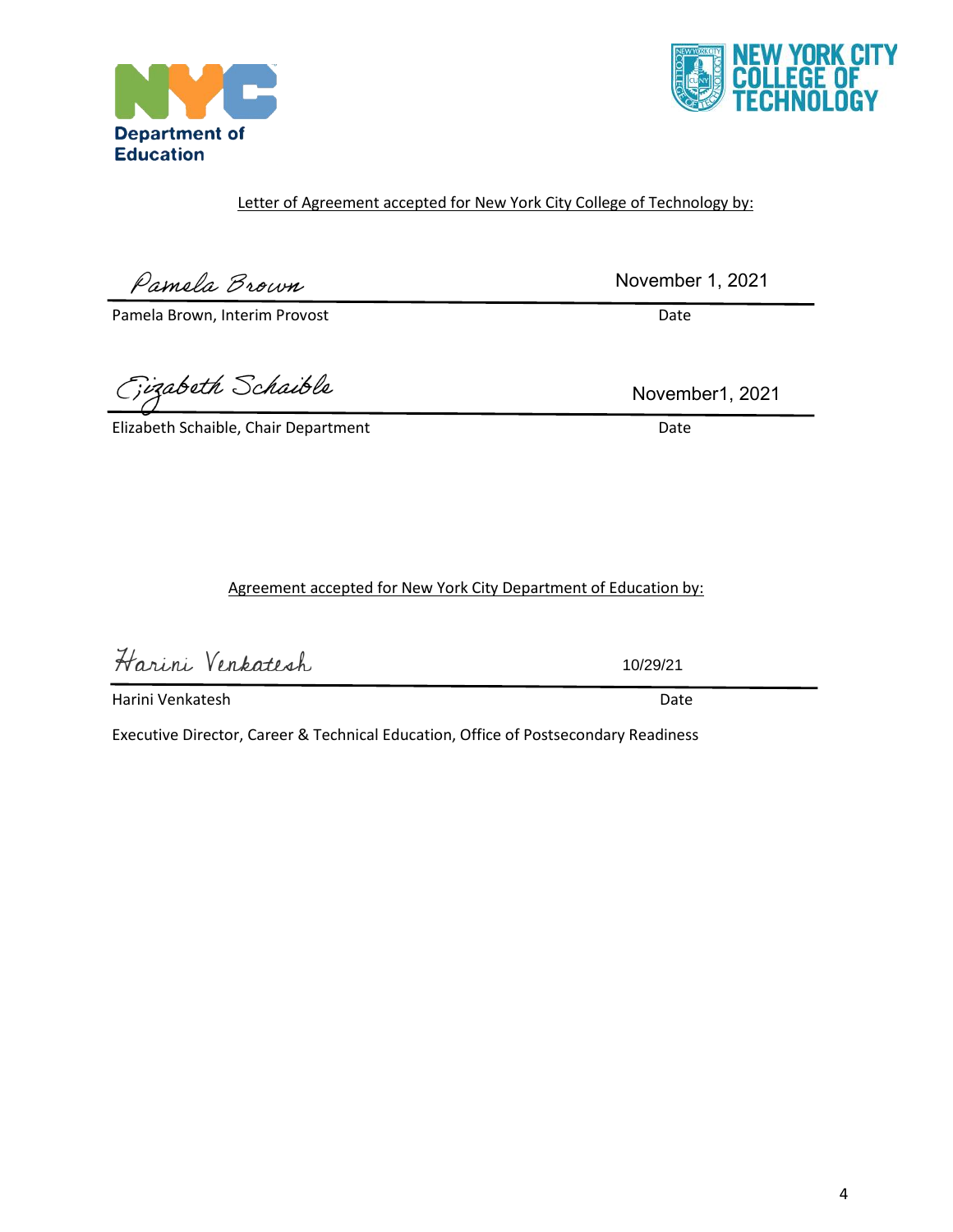Department of Education

NEW YORK CITY COLLEGE OF TECHNOLOGY

Letter of Agreement accepted for New York City College of Technology by:

Pamela Brown — November 1, 2021

Pamela Brown, Interim Provost — Date

Elizabeth Schaible — November1, 2021

Elizabeth Schaible, Chair Department — Date

Agreement accepted for New York City Department of Education by:

Harini Venkatesh — 10/29/21

Harini Venkatesh — Date

Executive Director, Career & Technical Education, Office of Postsecondary Readiness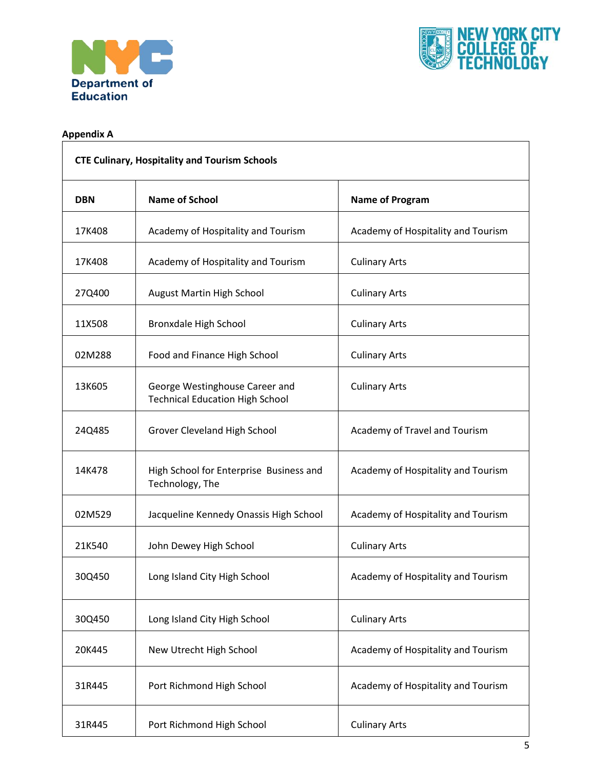**Appendix A**

| CTE Culinary, Hospitality and Tourism Schools | | |
|---|---|---|
| **DBN** | **Name of School** | **Name of Program** |
| 17K408 | Academy of Hospitality and Tourism | Academy of Hospitality and Tourism |
| 17K408 | Academy of Hospitality and Tourism | Culinary Arts |
| 27Q400 | August Martin High School | Culinary Arts |
| 11X508 | Bronxdale High School | Culinary Arts |
| 02M288 | Food and Finance High School | Culinary Arts |
| 13K605 | George Westinghouse Career and Technical Education High School | Culinary Arts |
| 24Q485 | Grover Cleveland High School | Academy of Travel and Tourism |
| 14K478 | High School for Enterprise Business and Technology, The | Academy of Hospitality and Tourism |
| 02M529 | Jacqueline Kennedy Onassis High School | Academy of Hospitality and Tourism |
| 21K540 | John Dewey High School | Culinary Arts |
| 30Q450 | Long Island City High School | Academy of Hospitality and Tourism |
| 30Q450 | Long Island City High School | Culinary Arts |
| 20K445 | New Utrecht High School | Academy of Hospitality and Tourism |
| 31R445 | Port Richmond High School | Academy of Hospitality and Tourism |
| 31R445 | Port Richmond High School | Culinary Arts |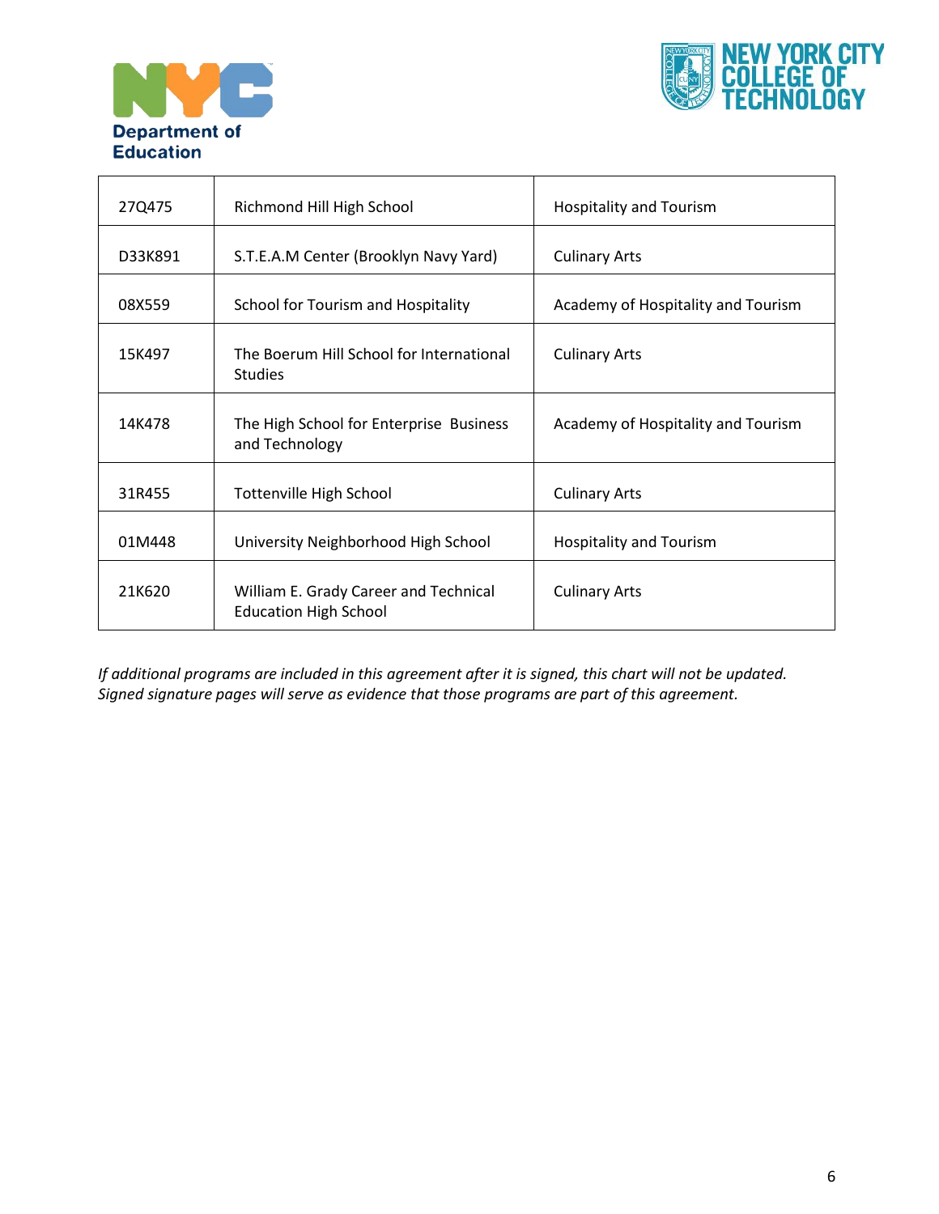| 27Q475 | Richmond Hill High School | Hospitality and Tourism |
| --- | --- | --- |
| D33K891 | S.T.E.A.M Center (Brooklyn Navy Yard) | Culinary Arts |
| 08X559 | School for Tourism and Hospitality | Academy of Hospitality and Tourism |
| 15K497 | The Boerum Hill School for International Studies | Culinary Arts |
| 14K478 | The High School for Enterprise Business and Technology | Academy of Hospitality and Tourism |
| 31R455 | Tottenville High School | Culinary Arts |
| 01M448 | University Neighborhood High School | Hospitality and Tourism |
| 21K620 | William E. Grady Career and Technical Education High School | Culinary Arts |

*If additional programs are included in this agreement after it is signed, this chart will not be updated. Signed signature pages will serve as evidence that those programs are part of this agreement.*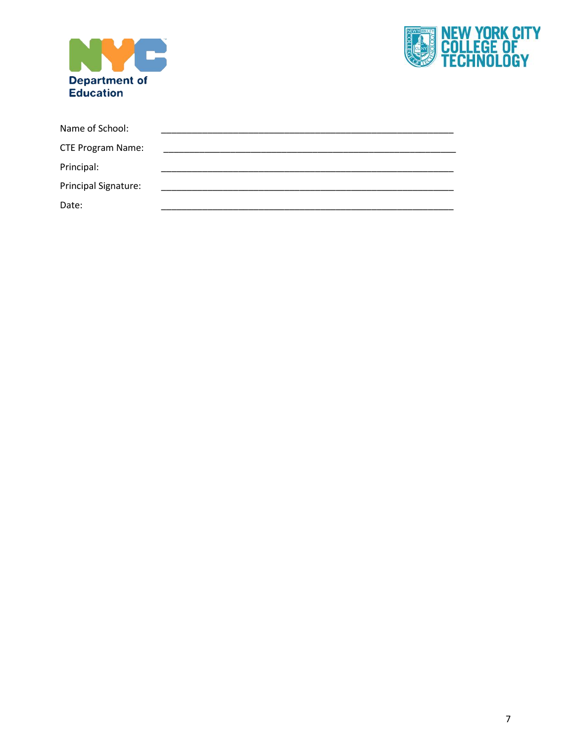Name of School: \_\_\_\_\_\_\_\_\_\_\_\_\_\_\_\_\_\_\_\_\_\_\_\_\_\_\_\_\_\_\_\_\_\_\_\_\_\_\_\_\_\_\_\_\_\_\_\_\_\_\_\_\_\_\_\_

CTE Program Name: \_\_\_\_\_\_\_\_\_\_\_\_\_\_\_\_\_\_\_\_\_\_\_\_\_\_\_\_\_\_\_\_\_\_\_\_\_\_\_\_\_\_\_\_\_\_\_\_\_\_\_\_\_\_\_\_

Principal: \_\_\_\_\_\_\_\_\_\_\_\_\_\_\_\_\_\_\_\_\_\_\_\_\_\_\_\_\_\_\_\_\_\_\_\_\_\_\_\_\_\_\_\_\_\_\_\_\_\_\_\_\_\_\_\_

Principal Signature: \_\_\_\_\_\_\_\_\_\_\_\_\_\_\_\_\_\_\_\_\_\_\_\_\_\_\_\_\_\_\_\_\_\_\_\_\_\_\_\_\_\_\_\_\_\_\_\_\_\_\_\_\_\_\_\_

Date: \_\_\_\_\_\_\_\_\_\_\_\_\_\_\_\_\_\_\_\_\_\_\_\_\_\_\_\_\_\_\_\_\_\_\_\_\_\_\_\_\_\_\_\_\_\_\_\_\_\_\_\_\_\_\_\_